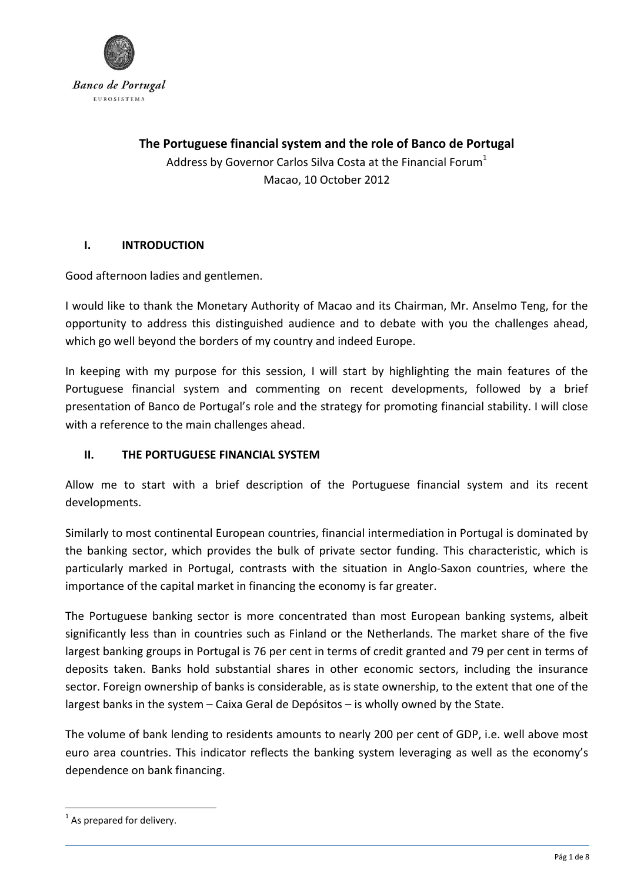Banco de Portugal

EUROSISTEMA

# The Portuguese financial system and the role of Banco de Portugal

Address by Governor Carlos Silva Costa at the Financial Forum[1]

Macao, 10 October 2012

## I. INTRODUCTION

Good afternoon ladies and gentlemen.

I would like to thank the Monetary Authority of Macao and its Chairman, Mr. Anselmo Teng, for the opportunity to address this distinguished audience and to debate with you the challenges ahead, which go well beyond the borders of my country and indeed Europe.

In keeping with my purpose for this session, I will start by highlighting the main features of the Portuguese financial system and commenting on recent developments, followed by a brief presentation of Banco de Portugal's role and the strategy for promoting financial stability. I will close with a reference to the main challenges ahead.

## II. THE PORTUGUESE FINANCIAL SYSTEM

Allow me to start with a brief description of the Portuguese financial system and its recent developments.

Similarly to most continental European countries, financial intermediation in Portugal is dominated by the banking sector, which provides the bulk of private sector funding. This characteristic, which is particularly marked in Portugal, contrasts with the situation in Anglo-Saxon countries, where the importance of the capital market in financing the economy is far greater.

The Portuguese banking sector is more concentrated than most European banking systems, albeit significantly less than in countries such as Finland or the Netherlands. The market share of the five largest banking groups in Portugal is 76 per cent in terms of credit granted and 79 per cent in terms of deposits taken. Banks hold substantial shares in other economic sectors, including the insurance sector. Foreign ownership of banks is considerable, as is state ownership, to the extent that one of the largest banks in the system – Caixa Geral de Depósitos – is wholly owned by the State.

The volume of bank lending to residents amounts to nearly 200 per cent of GDP, i.e. well above most euro area countries. This indicator reflects the banking system leveraging as well as the economy's dependence on bank financing.

[1] As prepared for delivery.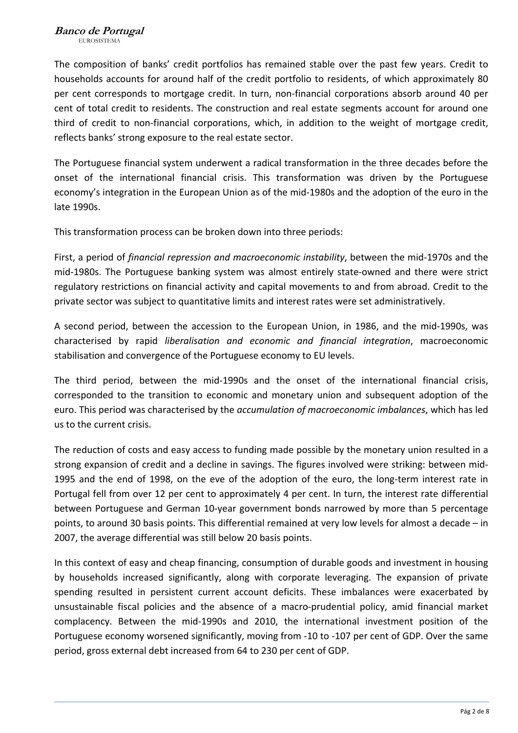The composition of banks' credit portfolios has remained stable over the past few years. Credit to households accounts for around half of the credit portfolio to residents, of which approximately 80 per cent corresponds to mortgage credit. In turn, non-financial corporations absorb around 40 per cent of total credit to residents. The construction and real estate segments account for around one third of credit to non-financial corporations, which, in addition to the weight of mortgage credit, reflects banks' strong exposure to the real estate sector.

The Portuguese financial system underwent a radical transformation in the three decades before the onset of the international financial crisis. This transformation was driven by the Portuguese economy's integration in the European Union as of the mid-1980s and the adoption of the euro in the late 1990s.

This transformation process can be broken down into three periods:

First, a period of *financial repression and macroeconomic instability*, between the mid-1970s and the mid-1980s. The Portuguese banking system was almost entirely state-owned and there were strict regulatory restrictions on financial activity and capital movements to and from abroad. Credit to the private sector was subject to quantitative limits and interest rates were set administratively.

A second period, between the accession to the European Union, in 1986, and the mid-1990s, was characterised by rapid *liberalisation and economic and financial integration*, macroeconomic stabilisation and convergence of the Portuguese economy to EU levels.

The third period, between the mid-1990s and the onset of the international financial crisis, corresponded to the transition to economic and monetary union and subsequent adoption of the euro. This period was characterised by the *accumulation of macroeconomic imbalances*, which has led us to the current crisis.

The reduction of costs and easy access to funding made possible by the monetary union resulted in a strong expansion of credit and a decline in savings. The figures involved were striking: between mid-1995 and the end of 1998, on the eve of the adoption of the euro, the long-term interest rate in Portugal fell from over 12 per cent to approximately 4 per cent. In turn, the interest rate differential between Portuguese and German 10-year government bonds narrowed by more than 5 percentage points, to around 30 basis points. This differential remained at very low levels for almost a decade – in 2007, the average differential was still below 20 basis points.

In this context of easy and cheap financing, consumption of durable goods and investment in housing by households increased significantly, along with corporate leveraging. The expansion of private spending resulted in persistent current account deficits. These imbalances were exacerbated by unsustainable fiscal policies and the absence of a macro-prudential policy, amid financial market complacency. Between the mid-1990s and 2010, the international investment position of the Portuguese economy worsened significantly, moving from -10 to -107 per cent of GDP. Over the same period, gross external debt increased from 64 to 230 per cent of GDP.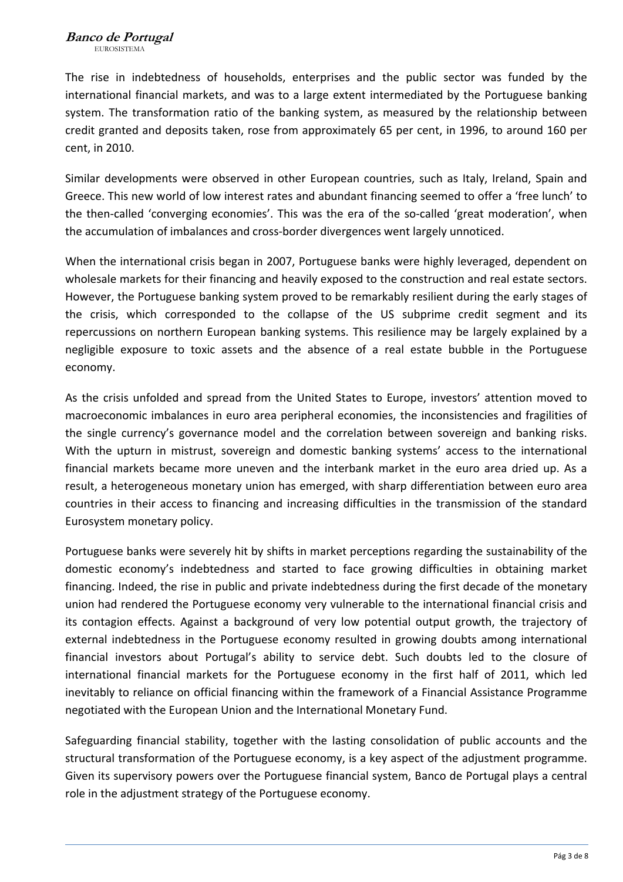The rise in indebtedness of households, enterprises and the public sector was funded by the international financial markets, and was to a large extent intermediated by the Portuguese banking system. The transformation ratio of the banking system, as measured by the relationship between credit granted and deposits taken, rose from approximately 65 per cent, in 1996, to around 160 per cent, in 2010.

Similar developments were observed in other European countries, such as Italy, Ireland, Spain and Greece. This new world of low interest rates and abundant financing seemed to offer a 'free lunch' to the then-called 'converging economies'. This was the era of the so-called 'great moderation', when the accumulation of imbalances and cross-border divergences went largely unnoticed.

When the international crisis began in 2007, Portuguese banks were highly leveraged, dependent on wholesale markets for their financing and heavily exposed to the construction and real estate sectors. However, the Portuguese banking system proved to be remarkably resilient during the early stages of the crisis, which corresponded to the collapse of the US subprime credit segment and its repercussions on northern European banking systems. This resilience may be largely explained by a negligible exposure to toxic assets and the absence of a real estate bubble in the Portuguese economy.

As the crisis unfolded and spread from the United States to Europe, investors' attention moved to macroeconomic imbalances in euro area peripheral economies, the inconsistencies and fragilities of the single currency's governance model and the correlation between sovereign and banking risks. With the upturn in mistrust, sovereign and domestic banking systems' access to the international financial markets became more uneven and the interbank market in the euro area dried up. As a result, a heterogeneous monetary union has emerged, with sharp differentiation between euro area countries in their access to financing and increasing difficulties in the transmission of the standard Eurosystem monetary policy.

Portuguese banks were severely hit by shifts in market perceptions regarding the sustainability of the domestic economy's indebtedness and started to face growing difficulties in obtaining market financing. Indeed, the rise in public and private indebtedness during the first decade of the monetary union had rendered the Portuguese economy very vulnerable to the international financial crisis and its contagion effects. Against a background of very low potential output growth, the trajectory of external indebtedness in the Portuguese economy resulted in growing doubts among international financial investors about Portugal's ability to service debt. Such doubts led to the closure of international financial markets for the Portuguese economy in the first half of 2011, which led inevitably to reliance on official financing within the framework of a Financial Assistance Programme negotiated with the European Union and the International Monetary Fund.

Safeguarding financial stability, together with the lasting consolidation of public accounts and the structural transformation of the Portuguese economy, is a key aspect of the adjustment programme. Given its supervisory powers over the Portuguese financial system, Banco de Portugal plays a central role in the adjustment strategy of the Portuguese economy.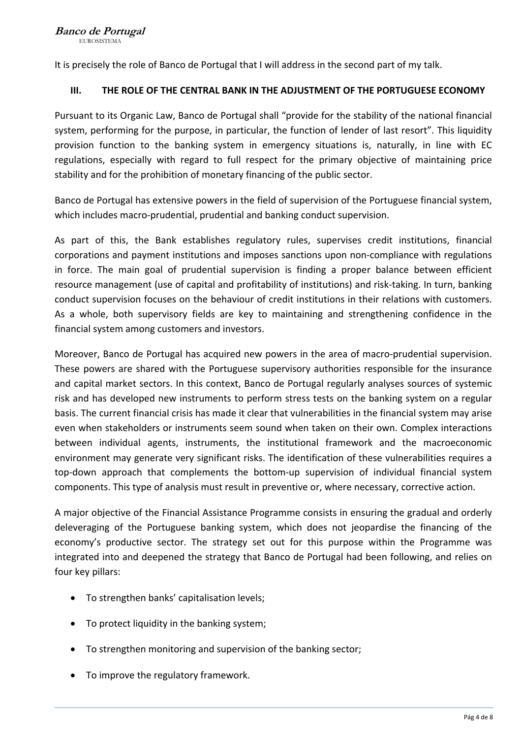It is precisely the role of Banco de Portugal that I will address in the second part of my talk.

## III. THE ROLE OF THE CENTRAL BANK IN THE ADJUSTMENT OF THE PORTUGUESE ECONOMY

Pursuant to its Organic Law, Banco de Portugal shall "provide for the stability of the national financial system, performing for the purpose, in particular, the function of lender of last resort". This liquidity provision function to the banking system in emergency situations is, naturally, in line with EC regulations, especially with regard to full respect for the primary objective of maintaining price stability and for the prohibition of monetary financing of the public sector.

Banco de Portugal has extensive powers in the field of supervision of the Portuguese financial system, which includes macro-prudential, prudential and banking conduct supervision.

As part of this, the Bank establishes regulatory rules, supervises credit institutions, financial corporations and payment institutions and imposes sanctions upon non-compliance with regulations in force. The main goal of prudential supervision is finding a proper balance between efficient resource management (use of capital and profitability of institutions) and risk-taking. In turn, banking conduct supervision focuses on the behaviour of credit institutions in their relations with customers. As a whole, both supervisory fields are key to maintaining and strengthening confidence in the financial system among customers and investors.

Moreover, Banco de Portugal has acquired new powers in the area of macro-prudential supervision. These powers are shared with the Portuguese supervisory authorities responsible for the insurance and capital market sectors. In this context, Banco de Portugal regularly analyses sources of systemic risk and has developed new instruments to perform stress tests on the banking system on a regular basis. The current financial crisis has made it clear that vulnerabilities in the financial system may arise even when stakeholders or instruments seem sound when taken on their own. Complex interactions between individual agents, instruments, the institutional framework and the macroeconomic environment may generate very significant risks. The identification of these vulnerabilities requires a top-down approach that complements the bottom-up supervision of individual financial system components. This type of analysis must result in preventive or, where necessary, corrective action.

A major objective of the Financial Assistance Programme consists in ensuring the gradual and orderly deleveraging of the Portuguese banking system, which does not jeopardise the financing of the economy's productive sector. The strategy set out for this purpose within the Programme was integrated into and deepened the strategy that Banco de Portugal had been following, and relies on four key pillars:

- To strengthen banks' capitalisation levels;
- To protect liquidity in the banking system;
- To strengthen monitoring and supervision of the banking sector;
- To improve the regulatory framework.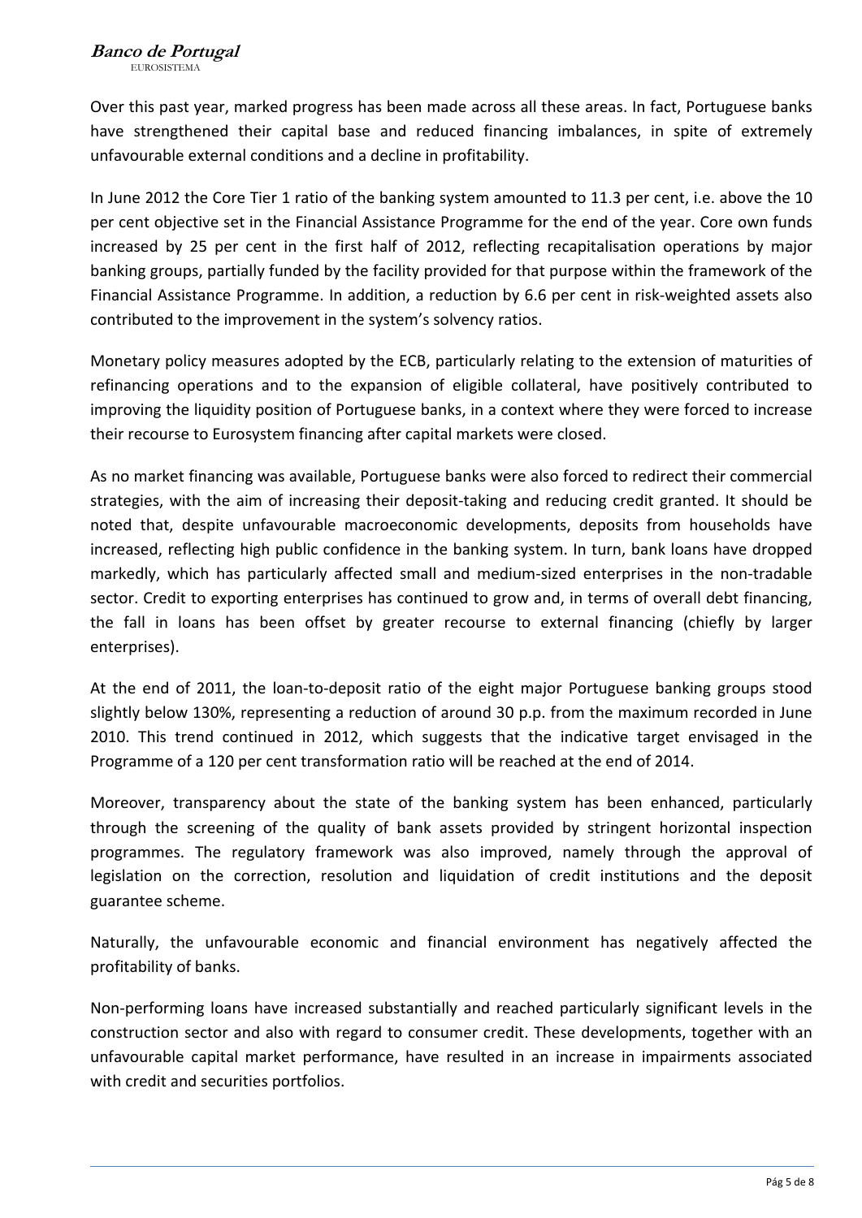Over this past year, marked progress has been made across all these areas. In fact, Portuguese banks have strengthened their capital base and reduced financing imbalances, in spite of extremely unfavourable external conditions and a decline in profitability.

In June 2012 the Core Tier 1 ratio of the banking system amounted to 11.3 per cent, i.e. above the 10 per cent objective set in the Financial Assistance Programme for the end of the year. Core own funds increased by 25 per cent in the first half of 2012, reflecting recapitalisation operations by major banking groups, partially funded by the facility provided for that purpose within the framework of the Financial Assistance Programme. In addition, a reduction by 6.6 per cent in risk-weighted assets also contributed to the improvement in the system's solvency ratios.

Monetary policy measures adopted by the ECB, particularly relating to the extension of maturities of refinancing operations and to the expansion of eligible collateral, have positively contributed to improving the liquidity position of Portuguese banks, in a context where they were forced to increase their recourse to Eurosystem financing after capital markets were closed.

As no market financing was available, Portuguese banks were also forced to redirect their commercial strategies, with the aim of increasing their deposit-taking and reducing credit granted. It should be noted that, despite unfavourable macroeconomic developments, deposits from households have increased, reflecting high public confidence in the banking system. In turn, bank loans have dropped markedly, which has particularly affected small and medium-sized enterprises in the non-tradable sector. Credit to exporting enterprises has continued to grow and, in terms of overall debt financing, the fall in loans has been offset by greater recourse to external financing (chiefly by larger enterprises).

At the end of 2011, the loan-to-deposit ratio of the eight major Portuguese banking groups stood slightly below 130%, representing a reduction of around 30 p.p. from the maximum recorded in June 2010. This trend continued in 2012, which suggests that the indicative target envisaged in the Programme of a 120 per cent transformation ratio will be reached at the end of 2014.

Moreover, transparency about the state of the banking system has been enhanced, particularly through the screening of the quality of bank assets provided by stringent horizontal inspection programmes. The regulatory framework was also improved, namely through the approval of legislation on the correction, resolution and liquidation of credit institutions and the deposit guarantee scheme.

Naturally, the unfavourable economic and financial environment has negatively affected the profitability of banks.

Non-performing loans have increased substantially and reached particularly significant levels in the construction sector and also with regard to consumer credit. These developments, together with an unfavourable capital market performance, have resulted in an increase in impairments associated with credit and securities portfolios.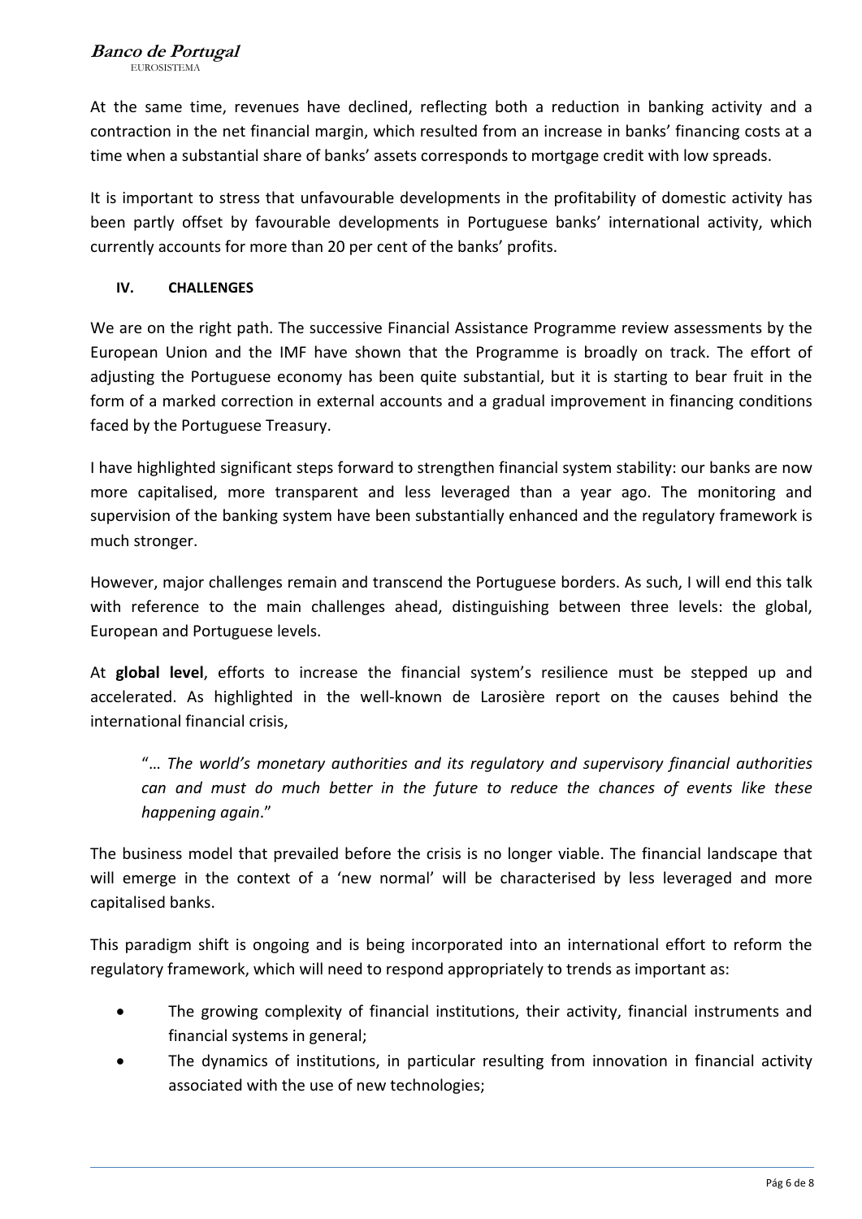At the same time, revenues have declined, reflecting both a reduction in banking activity and a contraction in the net financial margin, which resulted from an increase in banks' financing costs at a time when a substantial share of banks' assets corresponds to mortgage credit with low spreads.

It is important to stress that unfavourable developments in the profitability of domestic activity has been partly offset by favourable developments in Portuguese banks' international activity, which currently accounts for more than 20 per cent of the banks' profits.

## IV. CHALLENGES

We are on the right path. The successive Financial Assistance Programme review assessments by the European Union and the IMF have shown that the Programme is broadly on track. The effort of adjusting the Portuguese economy has been quite substantial, but it is starting to bear fruit in the form of a marked correction in external accounts and a gradual improvement in financing conditions faced by the Portuguese Treasury.

I have highlighted significant steps forward to strengthen financial system stability: our banks are now more capitalised, more transparent and less leveraged than a year ago. The monitoring and supervision of the banking system have been substantially enhanced and the regulatory framework is much stronger.

However, major challenges remain and transcend the Portuguese borders. As such, I will end this talk with reference to the main challenges ahead, distinguishing between three levels: the global, European and Portuguese levels.

At **global level**, efforts to increase the financial system's resilience must be stepped up and accelerated. As highlighted in the well-known de Larosière report on the causes behind the international financial crisis,

> "… *The world's monetary authorities and its regulatory and supervisory financial authorities can and must do much better in the future to reduce the chances of events like these happening again*."

The business model that prevailed before the crisis is no longer viable. The financial landscape that will emerge in the context of a 'new normal' will be characterised by less leveraged and more capitalised banks.

This paradigm shift is ongoing and is being incorporated into an international effort to reform the regulatory framework, which will need to respond appropriately to trends as important as:

- The growing complexity of financial institutions, their activity, financial instruments and financial systems in general;
- The dynamics of institutions, in particular resulting from innovation in financial activity associated with the use of new technologies;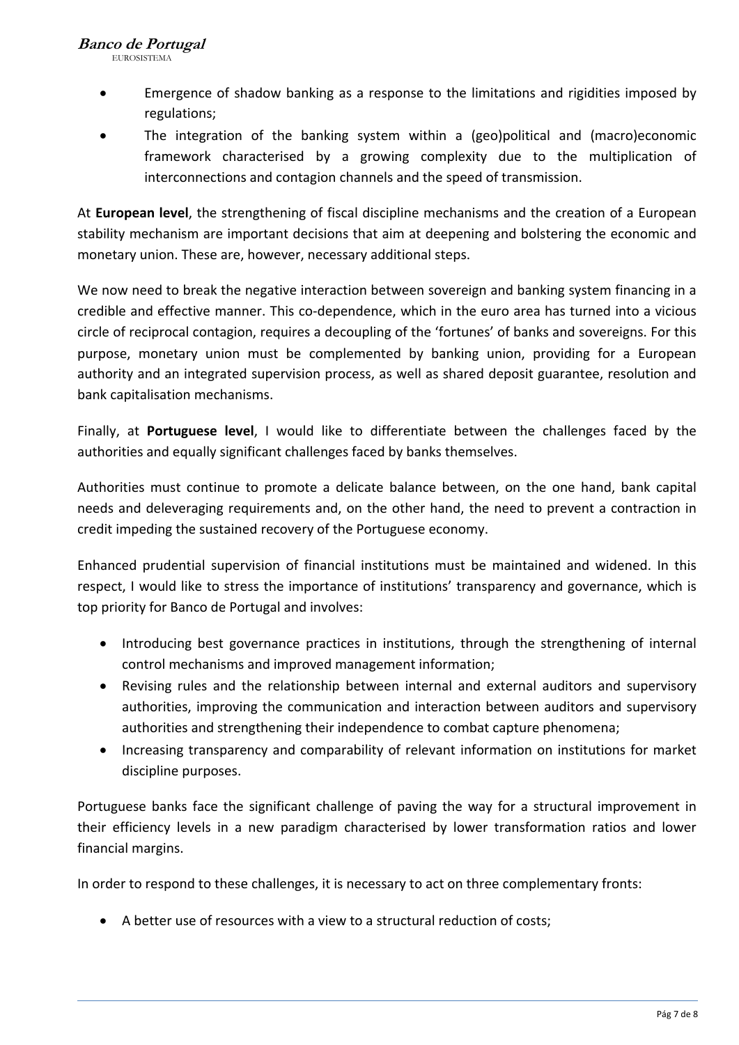- Emergence of shadow banking as a response to the limitations and rigidities imposed by regulations;
- The integration of the banking system within a (geo)political and (macro)economic framework characterised by a growing complexity due to the multiplication of interconnections and contagion channels and the speed of transmission.

At **European level**, the strengthening of fiscal discipline mechanisms and the creation of a European stability mechanism are important decisions that aim at deepening and bolstering the economic and monetary union. These are, however, necessary additional steps.

We now need to break the negative interaction between sovereign and banking system financing in a credible and effective manner. This co-dependence, which in the euro area has turned into a vicious circle of reciprocal contagion, requires a decoupling of the 'fortunes' of banks and sovereigns. For this purpose, monetary union must be complemented by banking union, providing for a European authority and an integrated supervision process, as well as shared deposit guarantee, resolution and bank capitalisation mechanisms.

Finally, at **Portuguese level**, I would like to differentiate between the challenges faced by the authorities and equally significant challenges faced by banks themselves.

Authorities must continue to promote a delicate balance between, on the one hand, bank capital needs and deleveraging requirements and, on the other hand, the need to prevent a contraction in credit impeding the sustained recovery of the Portuguese economy.

Enhanced prudential supervision of financial institutions must be maintained and widened. In this respect, I would like to stress the importance of institutions' transparency and governance, which is top priority for Banco de Portugal and involves:

- Introducing best governance practices in institutions, through the strengthening of internal control mechanisms and improved management information;
- Revising rules and the relationship between internal and external auditors and supervisory authorities, improving the communication and interaction between auditors and supervisory authorities and strengthening their independence to combat capture phenomena;
- Increasing transparency and comparability of relevant information on institutions for market discipline purposes.

Portuguese banks face the significant challenge of paving the way for a structural improvement in their efficiency levels in a new paradigm characterised by lower transformation ratios and lower financial margins.

In order to respond to these challenges, it is necessary to act on three complementary fronts:

- A better use of resources with a view to a structural reduction of costs;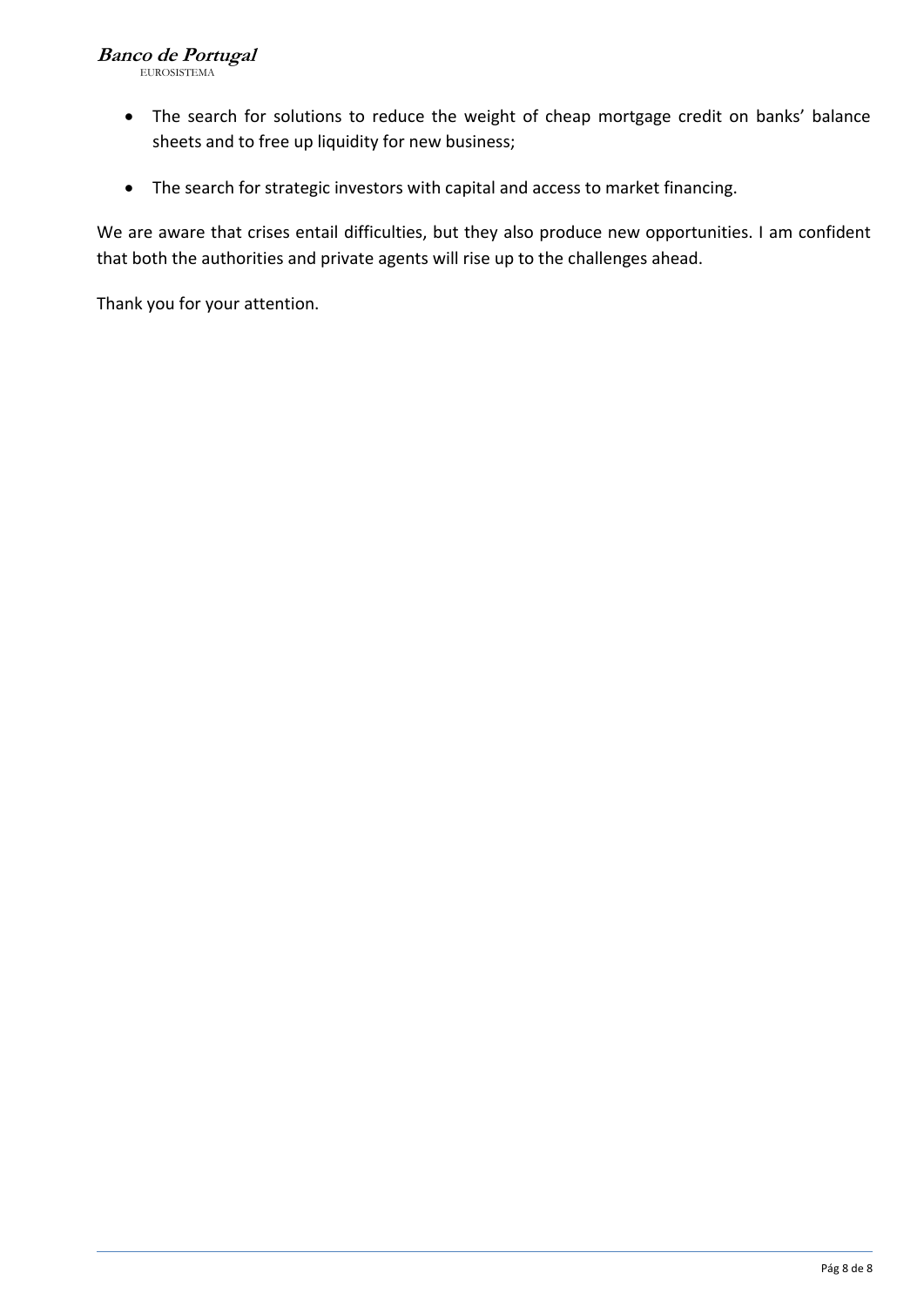- The search for solutions to reduce the weight of cheap mortgage credit on banks' balance sheets and to free up liquidity for new business;

- The search for strategic investors with capital and access to market financing.

We are aware that crises entail difficulties, but they also produce new opportunities. I am confident that both the authorities and private agents will rise up to the challenges ahead.

Thank you for your attention.